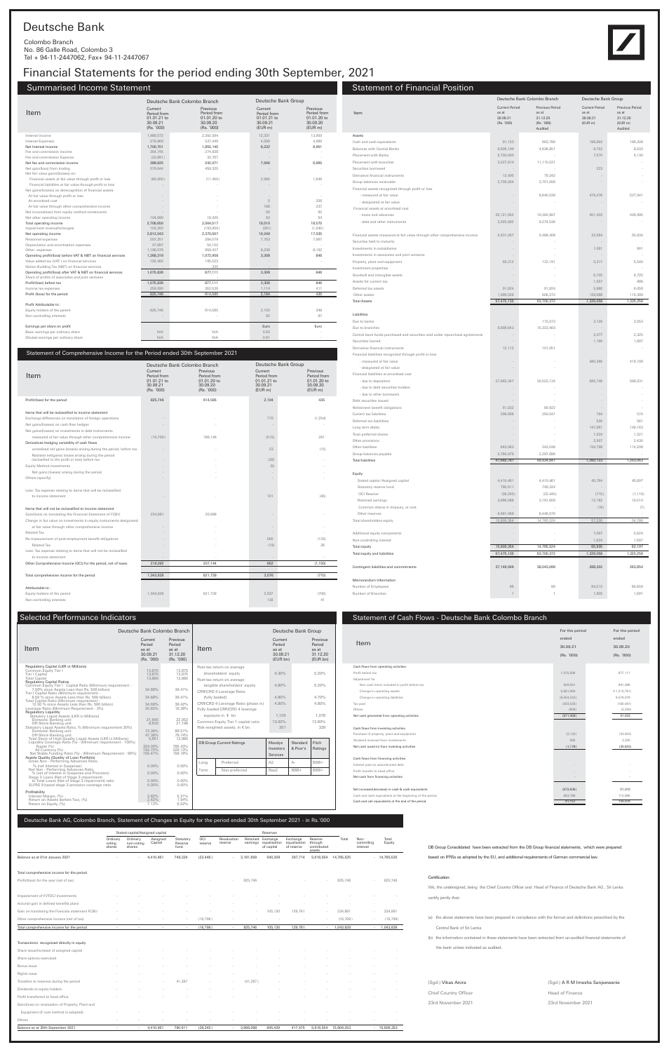# Deutsche Bank

Colombo Branch
No. 86 Galle Road, Colombo 3
Tel + 94-11-2447062, Fax+ 94-11-2447067

# Financial Statements for the period ending 30th September, 2021

## Summarised Income Statement

| Item | Deutsche Bank Colombo Branch | | Deutsche Bank Group | |
|---|---|---|---|---|
| | Current Period from 01.01.21 to 30.09.21 (Rs. '000) | Previous Period from 01.01.20 to 30.09.20 (Rs. '000) | Current Period from 01.01.21 to 30.09.21 (EUR m) | Previous Period from 01.01.20 to 30.09.20 (EUR m) |
| Interest Income | 1,986,572 | 2,392,594 | 12,331 | 13,550 |
| Interest Expenses | 279,869 | 537,449 | 4,099 | 4,589 |
| Net Interest Income | 1,706,701 | 1,855,145 | 8,232 | 8,961 |
| Fee and commission income | 354,746 | 274,838 | | |
| Fee and commission Expense | (33,921) | 32,767 | | |
| Net fee and commission income | 388,625 | 242,071 | 7,946 | 6,985 |
| Net gain/(loss) from trading | 579,644 | 459,325 | | |
| Net fair value gains/(losses) on: | | | | |
| Financial assets at fair value through profit or loss | (65,000) | (11,450) | 2,890 | 1,949 |
| Financial liabilities at fair value through profit or loss | | | | |
| Net gains/(losses) on derecognition of financial assets: | | | | |
| At fair value through profit or loss | | | | |
| At amortised cost | | | 5 | 326 |
| At fair value through other comprehensive income | | | 188 | 237 |
| Net income/(loss) from equity accounted investments | | | 56 | 82 |
| Net other operating income | 104,680 | 19,425 | 93 | 54 |
| Total operating income | 2,708,650 | 2,564,517 | 19,510 | 18,575 |
| Impairment reversal/(charges) | 103,393 | (193,950) | (261) | (1,540) |
| Net operating income | 2,812,043 | 2,370,567 | 19,249 | 17,035 |
| Personnel expenses | 297,251 | 336,079 | 7,703 | 7,697 |
| Depreciation and amortisation expenses | 47,897 | 54,102 | | |
| Other expenses | 1,198,576 | 908,427 | 8,238 | 8,192 |
| Operating profit/(loss) before VAT & NBT on financial services | 1,268,318 | 1,072,959 | 3,308 | 846 |
| Value added tax (VAT) on financial services | 192,482 | 195,523 | | |
| Nation Building Tax (NBT) on financial services | | 325 | | |
| Operating profit/(loss) after VAT & NBT on financial services | 1,075,836 | 877,111 | 3,308 | 846 |
| Share of profits of associates and joint ventures | | | | |
| Profit/(loss) before tax | 1,075,836 | 877,111 | 3,308 | 846 |
| Income tax expenses | 250,090 | 262,526 | 1,114 | 411 |
| Profit/(loss) for the period | 825,746 | 614,585 | 2,194 | 435 |
| Profit Attributable to: | | | | |
| Equity holders of the parent | 825,746 | 614,585 | 2,102 | 348 |
| Non-controlling interests | | | 92 | 87 |
| Earnings per share on profit | | | Euro | Euro |
| Basic earnings per ordinary share | N/A | N/A | 0.93 | |
| Diluted earnings per ordinary share | N/A | N/A | 0.91 | |

## Statement of Comprehensive Income for the Period ended 30th September 2021

| Item | Deutsche Bank Colombo Branch | | Deutsche Bank Group | |
|---|---|---|---|---|
| | Current Period from 01.01.21 to 30.09.21 (Rs. '000) | Previous Period from 01.01.20 to 30.09.20 (Rs. '000) | Current Period from 01.01.21 to 30.09.21 (EUR m) | Previous Period from 01.01.20 to 30.09.20 (EUR m) |
| Profit/(loss) for the period | 825,746 | 614,585 | 2,194 | 435 |
| Items that will be reclassified to income statement | | | | |
| Exchange differences on translation of foreign operations | | | 770 | (1,254) |
| Net gains/(losses) on cash flow hedges | | | | |
| Net gains/(losses) on investments in debt instruments | | | | |
| measured at fair value through other comprehensive income | (16,789) | 186,146 | (510) | 261 |
| Derivatives hedging variability of cash flows | | | | |
| unrealized net gains (losses) arising during the period, before tax | | | 23 | (15) |
| Realized net gains (losses) arising during the period (reclassified to the profit or loss) before tax | | | (38) | |
| Equity Method investments | | | (5) | |
| Net gains (losses) arising during the period | | | | |
| Others (specify) | | | | |
| Less: Tax expense relating to items that will be reclassified to income statement | | | 101 | (45) |
| Items that will not be reclassified to income statement | | | | |
| Gain/(loss) on translating the Financial Statement of FCBU | 234,881 | 20,998 | | |
| Change in fair value on investments in equity instruments designated at fair value through other comprehensive income | | | | |
| Related Tax | | | | |
| Re-measurement of post-employment benefit obligations | | | 565 | (133) |
| Related Tax | | | (19) | 36 |
| Less: Tax expense relating to items that will not be reclassified to income statement | | | | |
| Other Comprehensive Income (OCI) for the period, net of taxes | 218,092 | 207,144 | 882 | (1,150) |
| Total comprehensive income for the period | 1,043,838 | 821,729 | 3,076 | (715) |
| Attributable to: | | | | |
| Equity holders of the parent | 1,043,838 | 821,729 | 2,937 | (756) |
| Non-controlling interests | | | 139 | 41 |

## Statement of Financial Position

| Item | Deutsche Bank Colombo Branch | | Deutsche Bank Group | |
|---|---|---|---|---|
| | Current Period as at 30.09.21 (Rs. '000) | Previous Period as at 31.12.20 (Rs. '000) Audited | Current Period as at 30.09.21 (EUR m) | Previous Period as at 31.12.20 (EUR m) Audited |
| **Assets** | | | | |
| Cash and cash equivalents | 91,153 | 663,795 | 190,592 | 166,208 |
| Balances with Central Banks | 8,695,199 | 4,636,851 | 8,753 | 8,533 |
| Placement with Banks | 5,700,000 | | 7,570 | 9,130 |
| Placement with branches | 3,427,810 | 11,115,031 | | |
| Securities borrowed | | | 222 | |
| Derivative financial instruments | 12,466 | 78,262 | | |
| Group balances receivable | 2,709,004 | 3,701,066 | | |
| Financial assets recognized through profit or loss | | | | |
| - measured at fair value | | 6,640,539 | 479,476 | 527,941 |
| - designated at fair value | | | | |
| Financial assets at amortised cost | | | | |
| - loans and advances | 25,121,052 | 19,302,667 | 451,433 | 426,995 |
| - debt and other instruments | 3,625,993 | 9,274,526 | | |
| Financial assets measured at fair value through other comprehensive income | 5,831,287 | 5,466,488 | 32,564 | 55,834 |
| Securities held to maturity | | | | |
| Investments in subsidiaries | | | 1,081 | 901 |
| Investments in associates and joint ventures | | | | |
| Property, plant and equipment | 59,312 | 122,191 | 5,317 | 5,549 |
| Investment properties | | | | |
| Goodwill and intangible assets | | | 6,735 | 6,725 |
| Assets for current tax | | | 1,687 | 986 |
| Deferred tax assets | 91,824 | 91,824 | 5,890 | 6,058 |
| Other assets | 1,050,028 | 806,272 | 120,040 | 110,399 |
| **Total Assets** | 57,475,135 | 63,700,372 | 1,326,050 | 1,325,259 |
| **Liabilities** | | | | |
| Due to banks | | 116,573 | 3,126 | 3,553 |
| Due to branches | 8,808,643 | 10,323,403 | | |
| Central bank funds purchased and securities sold under repurchase agreements | | | 2,677 | 2,325 |
| Securities loaned | | | 1,166 | 1,697 |
| Derivative financial instruments | 12,112 | 101,051 | | |
| Financial liabilities recognized through profit or loss | | | | |
| - measured at fair value | | | 393,386 | 419,199 |
| - designated at fair value | | | | |
| Financial liabilities at amortised cost | | | | |
| - due to depositors | 27,683,347 | 30,623,134 | 585,748 | 568,031 |
| - due to debt securities holders | | | | |
| - due to other borrowers | | | | |
| Debt securities issued | | | | |
| Retirement benefit obligations | 61,032 | 90,022 | | |
| Current tax liabilities | 296,906 | 259,041 | 794 | 574 |
| Deferred tax liabilities | | | 526 | 561 |
| Long term debts | | | 147,861 | 149,163 |
| Trust preferred shares | | | 1,634 | 1,321 |
| Other provisions | | | 2,937 | 2,430 |
| Other liabilities | 843,063 | 243,036 | 134,798 | 114,209 |
| Group balances payable | 2,760,979 | 2,337,686 | | |
| **Total liabilities** | 41,665,781 | 48,934,847 | 1,260,123 | 1,263,063 |
| **Equity** | | | | |
| Stated capital/Assigned capital | 4,410,461 | 4,410,461 | 45,784 | 45,897 |
| Statutory reserve fund | 790,611 | 749,324 | | |
| OCI Reserve | (39,245) | (22,446) | (715) | (1,119) |
| Retained earnings | 3,966,068 | 3,101,609 | 12,182 | 10,014 |
| Common shares in treasury, at cost | | | (16) | (7) |
| Other reserves | 6,681,459 | 6,446,576 | | |
| Total shareholders equity | 15,809,354 | 14,765,525 | 57,235 | 54,786 |
| Additional equity components | | | 7,087 | 5,824 |
| Non-controlling interest | | | 1,634 | 1,587 |
| Total equity | 15,809,354 | 14,765,525 | 65,935 | 62,197 |
| Total equity and liabilities | 57,475,135 | 63,700,372 | 1,326,058 | 1,325,259 |
| Contingent liabilities and commitments | 27,149,046 | 38,043,089 | 288,202 | 263,654 |
| **Memorandum Information** | | | | |
| Number of Employees | 66 | 66 | 84,512 | 84,659 |
| Number of Branches | 1 | 1 | 1,805 | 1,891 |

## Selected Performance Indicators

| Item | Deutsche Bank Colombo Branch | |
|---|---|---|
| | Current Period as at 30.09.21 (Rs. '000) | Previous Period as at 31.12.20 (Rs. '000) |
| **Regulatory Capital (LKR in Millions)** | | |
| Common Equity Tier I | 13,075 | 13,075 |
| Tier I Capital | 13,075 | 13,075 |
| Total Capital | 13,880 | 13,880 |
| **Regulatory Capital Ratios** | | |
| Common Equity Tier I Capital Ratio (Minimum requirement - 7.00% since Assets Less than Rs. 500 billion) | 34.69% | 39.41% |
| Tier I Capital Ratio (Minimum requirement - 8.50 % since Assets Less than Rs. 500 billion) | 34.69% | 39.41% |
| Total Capital Ratio (Minimum requirement - 12.50 % since Assets Less than Rs. 500 billion) | 34.69% | 39.42% |
| Leverage Ratio (Minimum Requirement - 3%) | 20.63% | 19.39% |
| **Regulatory Liquidity** | | |
| Statutory Liquid Assets (LKR in Millions) | | |
| Domestic Banking unit | 21,945 | 22,052 |
| Off-Shore Banking unit | 8,630 | 21,199 |
| Statutory Liquid Assets Ratio, % (Minimum requirement 20%) | | |
| Domestic Banking unit | 73.39% | 89.51% |
| Off-Shore Banking unit | 47.38% | 79.74% |
| Total Stock of High-Quality Liquid Assets (LKR in Million) | 5,851 | 13,065 |
| Liquidity Coverage Ratio (%) – (Minimum requirement - 100%) | | |
| Rupee (%) | 224.00% | 765.43% |
| All Currency (%) | 183.72% | 329.13% |
| Net Stable Funding Ratio (%) – (Minimum Requirement - 90%) | 150.41% | 158.18% |
| **Assets Quality (Quality of Loan Portfolio)** | | |
| Gross Non - Performing Advances Ratio, % (net of Interest in Suspense) | 0.00% | 0.00% |
| Net Non - Performing Advances Ratio, % (net of Interest in Suspense and Provision) | 0.00% | 0.00% |
| Stage 3 Loans (Net of Stage 3 impairment) to Total Loans (Net of Stage 3 impairment) ratio | 0.00% | 0.00% |
| SLFRS 9 based stage 3 provision coverage ratio | 0.00% | 0.00% |
| **Profitability** | | |
| Interest Margin, (%) | 3.82% | 3.37% |
| Return on Assets (before Tax), (%) | 2.42% | 1.94% |
| Return on Equity, (%) | 7.12% | 6.62% |

| Item | Deutsche Bank Group | |
|---|---|---|
| | Current Period as at 30.09.21 (EUR bn) | Previous Period as at 31.12.20 (EUR bn) |
| Post-tax return on average shareholders' equity | 4.30% | 0.20% |
| Post-tax return on average tangible shareholders' equity | 4.80% | 0.20% |
| CRR/CRD 4 Leverage Ratio (fully loaded) | 4.80% | 4.70% |
| CRR/CRD 4 Leverage Ratio (phase in) | 4.90% | 4.80% |
| Fully loaded CRR/CRD 4 leverage exposure in € bn | 1,105 | 1,078 |
| Common Equity Tier 1 capital ratio | 13.00% | 13.60% |
| Risk-weighted assets, in € bn | 351 | 329 |

| DB Group Current Ratings | | Moodys Investors Services | Standard & Poor's | Fitch Ratings |
|---|---|---|---|---|
| Long Term | Preferred | A2 | A- | BBB+ |
| | Non-preferred | Baa2 | BBB+ | BBB+ |

## Statement of Cash Flows - Deutsche Bank Colombo Branch

| Item | For the period ended 30.09.21 (Rs. '000) | For the period ended 30.09.20 (Rs. '000) |
|---|---|---|
| Cash flows from operating activities | | |
| Profit before tax | 1,075,836 | 877,111 |
| Adjustment for: | | |
| Non-cash items included in profit before tax | 829,561 | 891,366 |
| Change in operating assets | 5,861,808 | (11,210,761) |
| Change in operating liabilities | (8,054,303) | 9,576,976 |
| Tax paid | (283,526) | (180,481) |
| Others | (958) | (3,379) |
| Net cash generated from operating activities | (571,658) | 51,632 |
| Cash flows from investing activities | | |
| Purchase of property, plant and equipment | (2,132) | (33,623) |
| Dividend received from investments | 956 | 3,000 |
| Net cash (used in) from investing activities | (1,176) | (30,623) |
| Cash flows from financing activities | | |
| Interest paid on subordinated debt | | |
| Profit transfer to head office | | |
| Net cash from financing activities | | |
| Net increase/(decrease) in cash & cash equivalents | (572,835) | 21,010 |
| Cash and cash equivalents at the beginning of the period | 663,795 | 115,686 |
| Cash and cash equivalents at the end of the period | 91,161 | 136,696 |

## Deutsche Bank AG, Colombo Branch, Statement of Changes in Equity for the period ended 30th September 2021 - in Rs.'000

| | Stated capital/Assigned capital | | | | Reserves | | | | | | | | | |
|---|---|---|---|---|---|---|---|---|---|---|---|---|---|---|
| | Ordinary voting shares | Ordinary non-voting shares | Assigned Capital | Statutory Reserve fund | OCI reserve | Revaluation reserve | Retained earnings | Exchange equalization of capital | Exchange equalization of reserve | Reserve through contributed assets | Total | Non-controlling interest | Total Equity |
| Balance as at 01st January 2021 | - | - | 4,410,461 | 749,324 | (22,446) | - | 3,101,609 | 540,309 | 287,714 | 5,618,554 | 14,765,525 | - | 14,765,525 |
| Total comprehensive income for the period | | | | | | | | | | | | | |
| Profit/(loss) for the year (net of tax) | - | - | - | - | - | - | 825,746 | - | - | - | 825,746 | - | 825,746 |
| Impairement of FVTOCI investments | - | - | - | - | - | - | - | - | - | - | - | - | - |
| Actuarial gain in defined benefits plans | - | - | - | - | - | - | - | - | - | - | - | - | - |
| Gain on translating the Financials statement FCBU | - | - | - | - | - | - | - | 105,120 | 129,761 | - | 234,881 | - | 234,881 |
| Other comprehensive income (net of tax) | - | - | - | - | (16,789) | - | - | - | - | - | (16,789) | - | (16,789) |
| Total comprehensive income for the period | - | - | - | - | (16,789) | - | 825,746 | 105,120 | 129,761 | - | 1,043,838 | - | 1,043,838 |
| Transactions recognized directly in equity | | | | | | | | | | | | | |
| Share issue/increase of assigned capital | - | - | - | - | - | - | - | - | - | - | - | - | - |
| Share options exercised | - | - | - | - | - | - | - | - | - | - | - | - | - |
| Bonus issue | - | - | - | - | - | - | - | - | - | - | - | - | - |
| Rights issue | - | - | - | - | - | - | - | - | - | - | - | - | - |
| Transfers to reserves during the period | - | - | - | 41,287 | - | - | (41,287) | - | - | - | - | - | - |
| Dividends to equity holders | - | - | - | - | - | - | - | - | - | - | - | - | - |
| Profit transferred to head office | - | - | - | - | - | - | - | - | - | - | - | - | - |
| Gain/(loss) on revaluation of Property, Plant and Equipment (if cost method is adopted) | - | - | - | - | - | - | - | - | - | - | - | - | - |
| Others | - | - | - | - | - | - | - | - | - | - | - | - | - |
| Balance as at 30th September 2021 | - | - | 4,410,461 | 790,611 | (39,245) | - | 3,966,068 | 645,429 | 417,475 | 5,618,554 | 15,809,353 | - | 15,809,353 |

DB Group Consolidated have been extracted from the DB Group financial statements, which were prepared based on IFRSs as adopted by the EU, and additional requirements of German commercial law.

**Certification:**

We, the undersigned, being the Chief Country Officer and Head of Finance of Deutsche Bank AG, Sri Lanka certify jointly that:-

(a) the above statements have been prepared in compliance with the format and definitions prescribed by the Central Bank of Sri Lanka

(b) the information contained in these statements have been extracted from un-audited financial statements of the bank unless indicated as audited.

(Sgd.) Vikas Arora
Chief Country Officer
23rd November 2021

(Sgd.) A R M Imesha Sanjeewanie
Head of Finance
23rd November 2021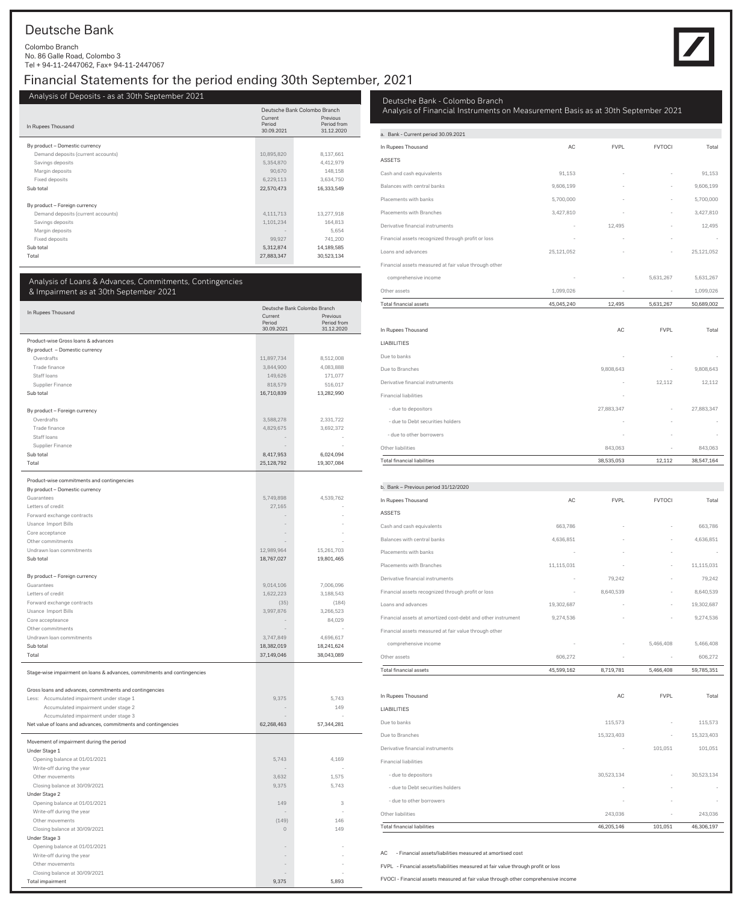# Deutsche Bank

Colombo Branch
No. 86 Galle Road, Colombo 3
Tel + 94-11-2447062, Fax+ 94-11-2447067

## Financial Statements for the period ending 30th September, 2021

### Analysis of Deposits - as at 30th September 2021

| In Rupees Thousand | Deutsche Bank Colombo Branch Current Period 30.09.2021 | Previous Period from 31.12.2020 |
|---|---|---|
| By product – Domestic currency | | |
| Demand deposits (current accounts) | 10,895,820 | 8,137,661 |
| Savings deposits | 5,354,870 | 4,412,979 |
| Margin deposits | 90,670 | 148,158 |
| Fixed deposits | 6,229,113 | 3,634,750 |
| Sub total | 22,570,473 | 16,333,549 |
| By product – Foreign currency | | |
| Demand deposits (current accounts) | 4,111,713 | 13,277,918 |
| Savings deposits | 1,101,234 | 164,813 |
| Margin deposits | - | 5,654 |
| Fixed deposits | 99,927 | 741,200 |
| Sub total | 5,312,874 | 14,189,585 |
| Total | 27,883,347 | 30,523,134 |

### Analysis of Loans & Advances, Commitments, Contingencies & Impairment as at 30th September 2021

| In Rupees Thousand | Deutsche Bank Colombo Branch Current Period 30.09.2021 | Previous Period from 31.12.2020 |
|---|---|---|
| Product-wise Gross loans & advances | | |
| By product – Domestic currency | | |
| Overdrafts | 11,897,734 | 8,512,008 |
| Trade finance | 3,844,900 | 4,083,888 |
| Staff loans | 149,626 | 171,077 |
| Supplier Finance | 818,579 | 516,017 |
| Sub total | 16,710,839 | 13,282,990 |
| By product – Foreign currency | | |
| Overdrafts | 3,588,278 | 2,331,722 |
| Trade finance | 4,829,675 | 3,692,372 |
| Staff loans | - | - |
| Supplier Finance | - | - |
| Sub total | 8,417,953 | 6,024,094 |
| Total | 25,128,792 | 19,307,084 |
| Product-wise commitments and contingencies | | |
| By product – Domestic currency | | |
| Guarantees | 5,749,898 | 4,539,762 |
| Letters of credit | 27,165 | - |
| Forward exchange contracts | - | - |
| Usance Import Bills | - | - |
| Core acceptance | - | - |
| Other commitments | - | - |
| Undrawn loan commitments | 12,989,964 | 15,261,703 |
| Sub total | 18,767,027 | 19,801,465 |
| By product – Foreign currency | | |
| Guarantees | 9,014,106 | 7,006,096 |
| Letters of credit | 1,622,223 | 3,188,543 |
| Forward exchange contracts | (35) | (184) |
| Usance Import Bills | 3,997,876 | 3,266,523 |
| Core accepteance | - | 84,029 |
| Other commitments | - | - |
| Undrawn loan commitments | 3,747,849 | 4,696,617 |
| Sub total | 18,382,019 | 18,241,624 |
| Total | 37,149,046 | 38,043,089 |
| Stage-wise impairment on loans & advances, commitments and contingencies | | |
| Gross loans and advances, commitments and contingencies | | |
| Less: Accumulated impairment under stage 1 | 9,375 | 5,743 |
| Accumulated impairment under stage 2 | - | 149 |
| Accumulated impairment under stage 3 | - | - |
| Net value of loans and advances, commitments and contingencies | 62,268,463 | 57,344,281 |
| Movement of impairment during the period | | |
| Under Stage 1 | | |
| Opening balance at 01/01/2021 | 5,743 | 4,169 |
| Write-off during the year | - | - |
| Other movements | 3,632 | 1,575 |
| Closing balance at 30/09/2021 | 9,375 | 5,743 |
| Under Stage 2 | | |
| Opening balance at 01/01/2021 | 149 | 3 |
| Write-off during the year | - | - |
| Other movements | (149) | 146 |
| Closing balance at 30/09/2021 | 0 | 149 |
| Under Stage 3 | | |
| Opening balance at 01/01/2021 | - | - |
| Write-off during the year | - | - |
| Other movements | - | - |
| Closing balance at 30/09/2021 | - | - |
| Total impairment | 9,375 | 5,893 |

### Deutsche Bank - Colombo Branch
### Analysis of Financial Instruments on Measurement Basis as at 30th September 2021

a. Bank - Current period 30.09.2021

| In Rupees Thousand | AC | FVPL | FVTOCI | Total |
|---|---|---|---|---|
| ASSETS | | | | |
| Cash and cash equivalents | 91,153 | - | - | 91,153 |
| Balances with central banks | 9,606,199 | - | - | 9,606,199 |
| Placements with banks | 5,700,000 | - | - | 5,700,000 |
| Placements with Branches | 3,427,810 | - | - | 3,427,810 |
| Derivative financial instruments | - | 12,495 | - | 12,495 |
| Financial assets recognized through profit or loss | - | - | - | - |
| Loans and advances | 25,121,052 | - | - | 25,121,052 |
| Financial assets measured at fair value through other comprehensive income | - | - | 5,631,267 | 5,631,267 |
| Other assets | 1,099,026 | - | - | 1,099,026 |
| Total financial assets | 45,045,240 | 12,495 | 5,631,267 | 50,689,002 |

| In Rupees Thousand | AC | FVPL | Total |
|---|---|---|---|
| LIABILITIES | | | |
| Due to banks | - | - | - |
| Due to Branches | 9,808,643 | - | 9,808,643 |
| Derivative financial instruments | - | 12,112 | 12,112 |
| Financial liabilities | - | | |
| - due to depositors | 27,883,347 | - | 27,883,347 |
| - due to Debt securities holders | - | - | - |
| - due to other borrowers | - | - | - |
| Other liabilities | 843,063 | - | 843,063 |
| Total financial liabilities | 38,535,053 | 12,112 | 38,547,164 |

b. Bank – Previous period 31/12/2020

| In Rupees Thousand | AC | FVPL | FVTOCI | Total |
|---|---|---|---|---|
| ASSETS | | | | |
| Cash and cash equivalents | 663,786 | - | - | 663,786 |
| Balances with central banks | 4,636,851 | - | - | 4,636,851 |
| Placements with banks | - | - | - | - |
| Placements with Branches | 11,115,031 | - | - | 11,115,031 |
| Derivative financial instruments | - | 79,242 | - | 79,242 |
| Financial assets recognized through profit or loss | - | 8,640,539 | - | 8,640,539 |
| Loans and advances | 19,302,687 | - | - | 19,302,687 |
| Financial assets at amortized cost-debt and other instrument | 9,274,536 | - | - | 9,274,536 |
| Financial assets measured at fair value through other comprehensive income | - | - | 5,466,408 | 5,466,408 |
| Other assets | 606,272 | - | - | 606,272 |
| Total financial assets | 45,599,162 | 8,719,781 | 5,466,408 | 59,785,351 |

| In Rupees Thousand | AC | FVPL | Total |
|---|---|---|---|
| LIABILITIES | | | |
| Due to banks | 115,573 | - | 115,573 |
| Due to Branches | 15,323,403 | - | 15,323,403 |
| Derivative financial instruments | - | 101,051 | 101,051 |
| Financial liabilities | | | |
| - due to depositors | 30,523,134 | - | 30,523,134 |
| - due to Debt securities holders | - | - | - |
| - due to other borrowers | - | - | - |
| Other liabilities | 243,036 | - | 243,036 |
| Total financial liabilities | 46,205,146 | 101,051 | 46,306,197 |

AC - Financial assets/liabilities measured at amortised cost

FVPL - Financial assets/liabilities measured at fair value through profit or loss

FVOCI - Financial assets measured at fair value through other comprehensive income